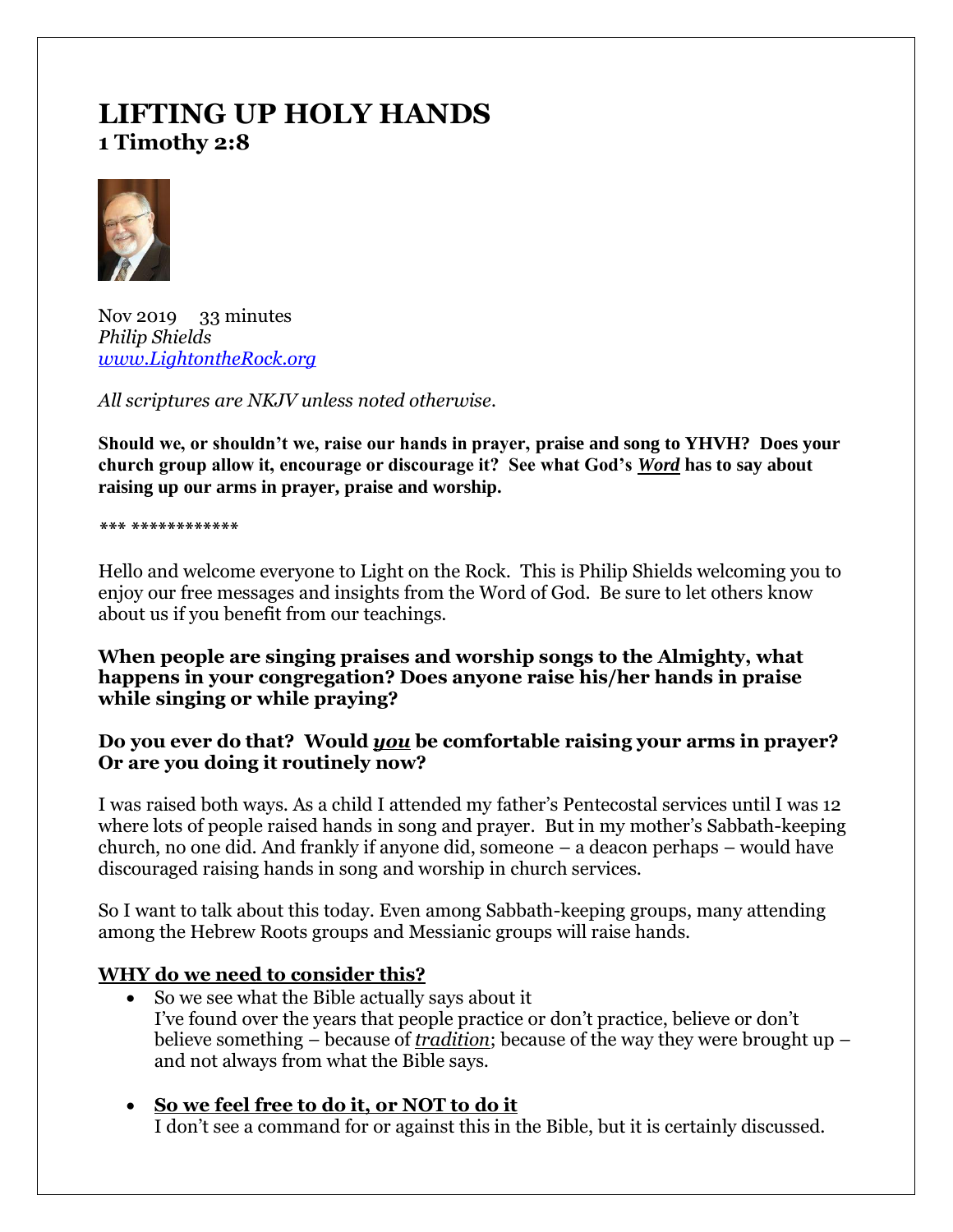# LIFTING UP HOLY HANDS
## 1 Timothy 2:8

Nov 2019  33 minutes
*Philip Shields*
[www.LightontheRock.org](http://www.LightontheRock.org)

*All scriptures are NKJV unless noted otherwise.*

**Should we, or shouldn't we, raise our hands in prayer, praise and song to YHVH? Does your church group allow it, encourage or discourage it? See what God's *Word* has to say about raising up our arms in prayer, praise and worship.**

*** ************

Hello and welcome everyone to Light on the Rock. This is Philip Shields welcoming you to enjoy our free messages and insights from the Word of God. Be sure to let others know about us if you benefit from our teachings.

**When people are singing praises and worship songs to the Almighty, what happens in your congregation? Does anyone raise his/her hands in praise while singing or while praying?**

**Do you ever do that? Would *you* be comfortable raising your arms in prayer? Or are you doing it routinely now?**

I was raised both ways. As a child I attended my father's Pentecostal services until I was 12 where lots of people raised hands in song and prayer. But in my mother's Sabbath-keeping church, no one did. And frankly if anyone did, someone – a deacon perhaps – would have discouraged raising hands in song and worship in church services.

So I want to talk about this today. Even among Sabbath-keeping groups, many attending among the Hebrew Roots groups and Messianic groups will raise hands.

**WHY do we need to consider this?**

- So we see what the Bible actually says about it
  I've found over the years that people practice or don't practice, believe or don't believe something – because of *tradition*; because of the way they were brought up – and not always from what the Bible says.

- **So we feel free to do it, or NOT to do it**
  I don't see a command for or against this in the Bible, but it is certainly discussed.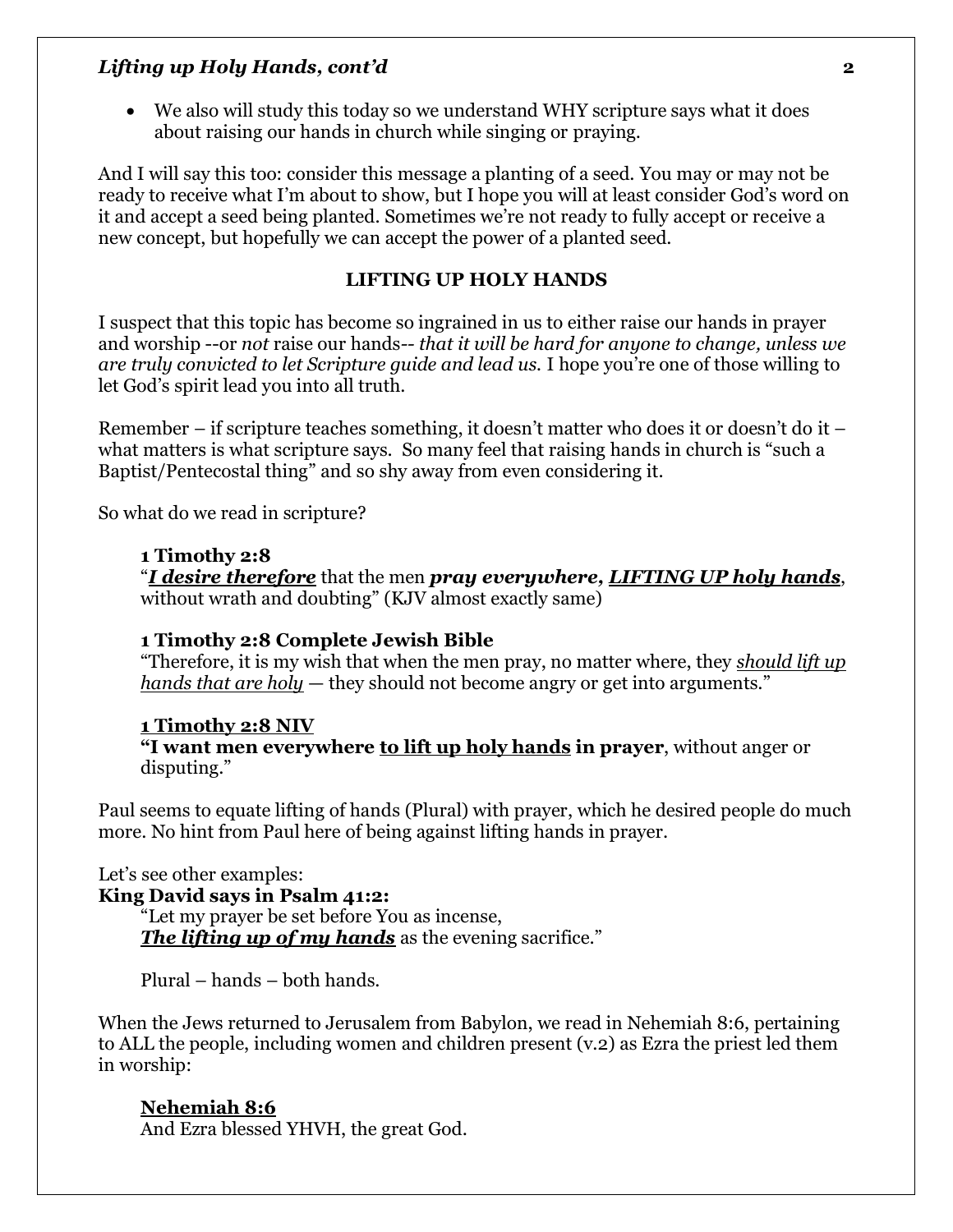- We also will study this today so we understand WHY scripture says what it does about raising our hands in church while singing or praying.

And I will say this too: consider this message a planting of a seed. You may or may not be ready to receive what I'm about to show, but I hope you will at least consider God's word on it and accept a seed being planted. Sometimes we're not ready to fully accept or receive a new concept, but hopefully we can accept the power of a planted seed.

**LIFTING UP HOLY HANDS**

I suspect that this topic has become so ingrained in us to either raise our hands in prayer and worship --or *not* raise our hands-- *that it will be hard for anyone to change, unless we are truly convicted to let Scripture guide and lead us.* I hope you're one of those willing to let God's spirit lead you into all truth.

Remember – if scripture teaches something, it doesn't matter who does it or doesn't do it – what matters is what scripture says. So many feel that raising hands in church is "such a Baptist/Pentecostal thing" and so shy away from even considering it.

So what do we read in scripture?

> **1 Timothy 2:8**
> "***<u>I desire therefore</u>*** that the men ***pray everywhere, <u>LIFTING UP holy hands</u>***, without wrath and doubting" (KJV almost exactly same)
>
> **1 Timothy 2:8 Complete Jewish Bible**
> "Therefore, it is my wish that when the men pray, no matter where, they *<u>should lift up hands that are holy</u>* — they should not become angry or get into arguments."
>
> **<u>1 Timothy 2:8 NIV</u>**
> **"I want men everywhere <u>to lift up holy hands</u> in prayer**, without anger or disputing."

Paul seems to equate lifting of hands (Plural) with prayer, which he desired people do much more. No hint from Paul here of being against lifting hands in prayer.

Let's see other examples:
**King David says in Psalm 41:2:**

> "Let my prayer be set before You as incense,
> ***<u>The lifting up of my hands</u>*** as the evening sacrifice."
>
> Plural – hands – both hands.

When the Jews returned to Jerusalem from Babylon, we read in Nehemiah 8:6, pertaining to ALL the people, including women and children present (v.2) as Ezra the priest led them in worship:

> **<u>Nehemiah 8:6</u>**
> And Ezra blessed YHVH, the great God.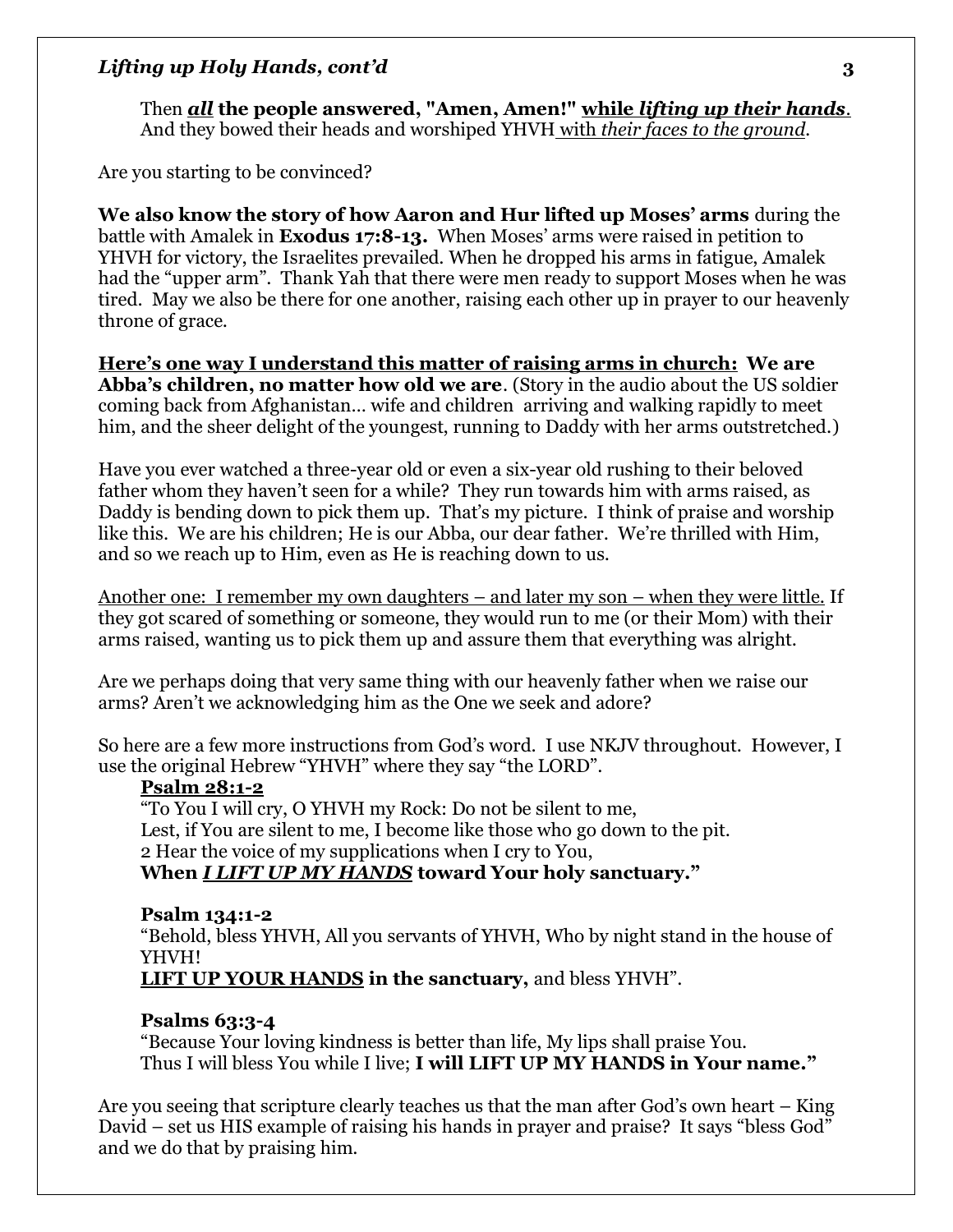Then ***all*** **the people answered, "Amen, Amen!" <u>while *lifting up their hands*</u>.** And they bowed their heads and worshiped YHVH <u>with *their faces to the ground*</u>.

Are you starting to be convinced?

**We also know the story of how Aaron and Hur lifted up Moses' arms** during the battle with Amalek in **Exodus 17:8-13.** When Moses' arms were raised in petition to YHVH for victory, the Israelites prevailed. When he dropped his arms in fatigue, Amalek had the "upper arm". Thank Yah that there were men ready to support Moses when he was tired. May we also be there for one another, raising each other up in prayer to our heavenly throne of grace.

**<u>Here's one way I understand this matter of raising arms in church:</u> We are Abba's children, no matter how old we are**. (Story in the audio about the US soldier coming back from Afghanistan… wife and children arriving and walking rapidly to meet him, and the sheer delight of the youngest, running to Daddy with her arms outstretched.)

Have you ever watched a three-year old or even a six-year old rushing to their beloved father whom they haven't seen for a while? They run towards him with arms raised, as Daddy is bending down to pick them up. That's my picture. I think of praise and worship like this. We are his children; He is our Abba, our dear father. We're thrilled with Him, and so we reach up to Him, even as He is reaching down to us.

<u>Another one: I remember my own daughters – and later my son – when they were little.</u> If they got scared of something or someone, they would run to me (or their Mom) with their arms raised, wanting us to pick them up and assure them that everything was alright.

Are we perhaps doing that very same thing with our heavenly father when we raise our arms? Aren't we acknowledging him as the One we seek and adore?

So here are a few more instructions from God's word. I use NKJV throughout. However, I use the original Hebrew "YHVH" where they say "the LORD".

**<u>Psalm 28:1-2</u>**
"To You I will cry, O YHVH my Rock: Do not be silent to me,
Lest, if You are silent to me, I become like those who go down to the pit.
2 Hear the voice of my supplications when I cry to You,
**When <u>*I LIFT UP MY HANDS*</u> toward Your holy sanctuary."**

**Psalm 134:1-2**
"Behold, bless YHVH, All you servants of YHVH, Who by night stand in the house of YHVH!
**<u>LIFT UP YOUR HANDS</u> in the sanctuary,** and bless YHVH".

**Psalms 63:3-4**
"Because Your loving kindness is better than life, My lips shall praise You.
Thus I will bless You while I live; **I will LIFT UP MY HANDS in Your name."**

Are you seeing that scripture clearly teaches us that the man after God's own heart – King David – set us HIS example of raising his hands in prayer and praise? It says "bless God" and we do that by praising him.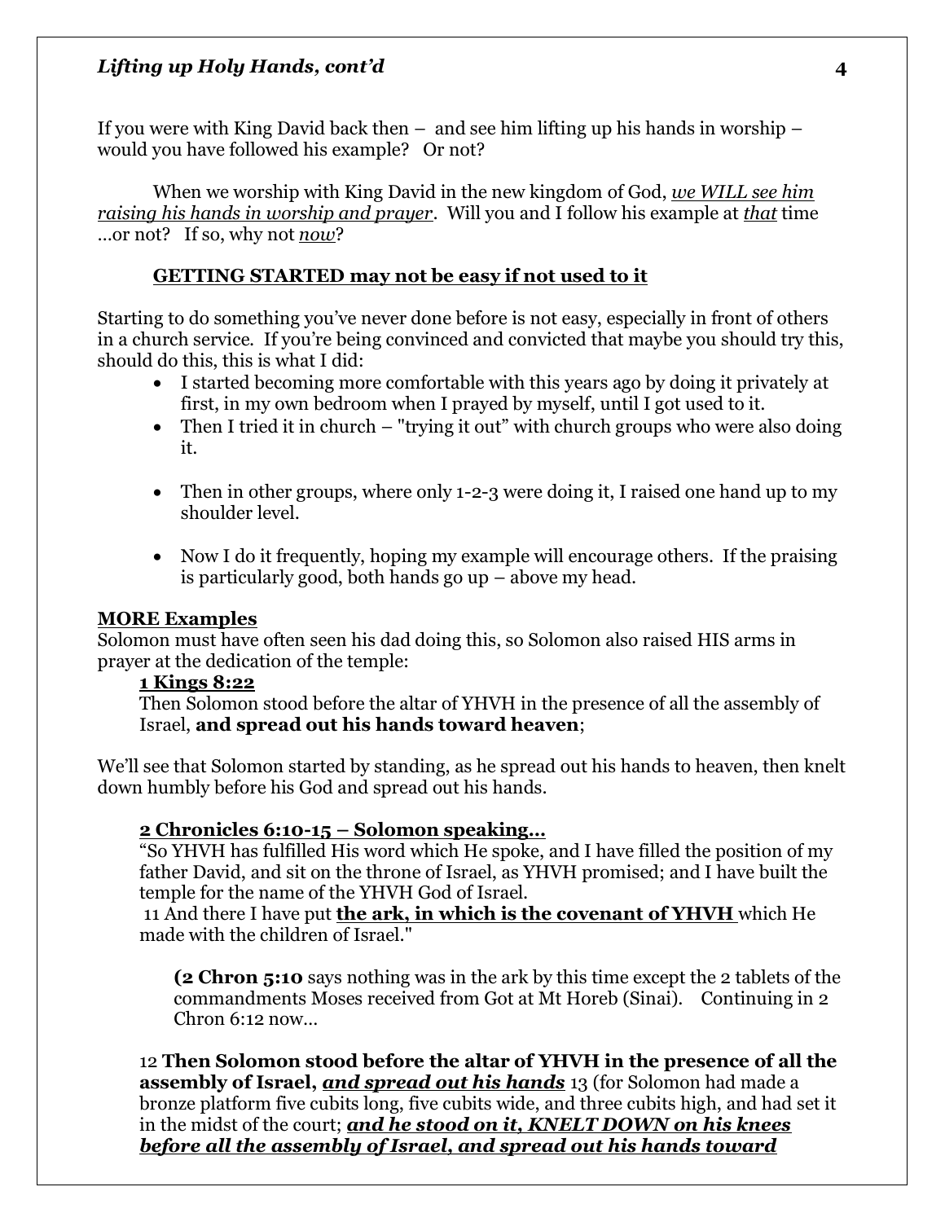If you were with King David back then – and see him lifting up his hands in worship – would you have followed his example? Or not?

When we worship with King David in the new kingdom of God, *we WILL see him raising his hands in worship and prayer*. Will you and I follow his example at *that* time …or not? If so, why not *now*?

**GETTING STARTED may not be easy if not used to it**

Starting to do something you've never done before is not easy, especially in front of others in a church service. If you're being convinced and convicted that maybe you should try this, should do this, this is what I did:

- I started becoming more comfortable with this years ago by doing it privately at first, in my own bedroom when I prayed by myself, until I got used to it.
- Then I tried it in church – "trying it out" with church groups who were also doing it.
- Then in other groups, where only 1-2-3 were doing it, I raised one hand up to my shoulder level.
- Now I do it frequently, hoping my example will encourage others. If the praising is particularly good, both hands go up – above my head.

**MORE Examples**

Solomon must have often seen his dad doing this, so Solomon also raised HIS arms in prayer at the dedication of the temple:

> **1 Kings 8:22**
> Then Solomon stood before the altar of YHVH in the presence of all the assembly of Israel, **and spread out his hands toward heaven**;

We'll see that Solomon started by standing, as he spread out his hands to heaven, then knelt down humbly before his God and spread out his hands.

> **2 Chronicles 6:10-15 – Solomon speaking…**
> "So YHVH has fulfilled His word which He spoke, and I have filled the position of my father David, and sit on the throne of Israel, as YHVH promised; and I have built the temple for the name of the YHVH God of Israel.
> 11 And there I have put **the ark, in which is the covenant of YHVH** which He made with the children of Israel."
>
> **(2 Chron 5:10** says nothing was in the ark by this time except the 2 tablets of the commandments Moses received from Got at Mt Horeb (Sinai). Continuing in 2 Chron 6:12 now…
>
> 12 **Then Solomon stood before the altar of YHVH in the presence of all the assembly of Israel,** ***and spread out his hands*** 13 (for Solomon had made a bronze platform five cubits long, five cubits wide, and three cubits high, and had set it in the midst of the court; ***and he stood on it, KNELT DOWN on his knees before all the assembly of Israel, and spread out his hands toward***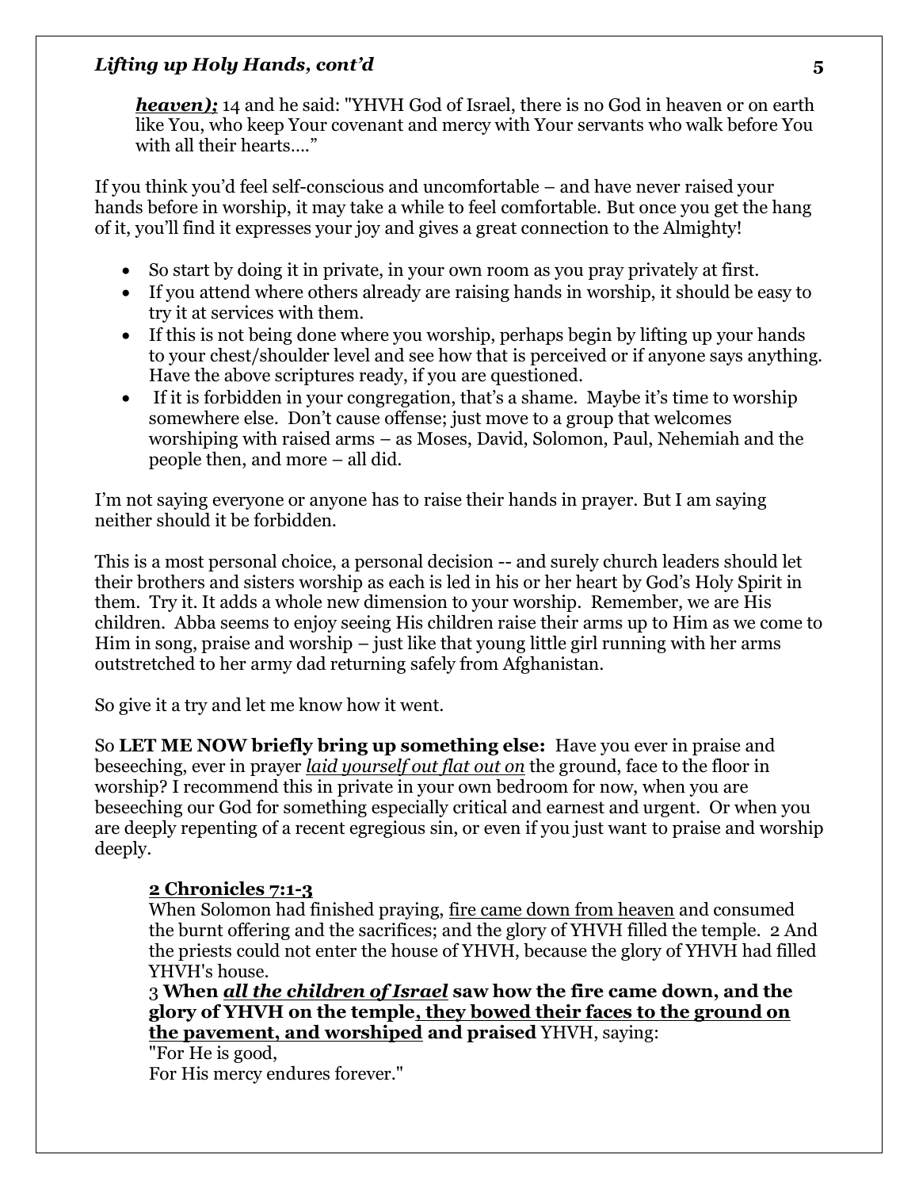***heaven);*** 14 and he said: "YHVH God of Israel, there is no God in heaven or on earth like You, who keep Your covenant and mercy with Your servants who walk before You with all their hearts...."

If you think you'd feel self-conscious and uncomfortable – and have never raised your hands before in worship, it may take a while to feel comfortable. But once you get the hang of it, you'll find it expresses your joy and gives a great connection to the Almighty!

- So start by doing it in private, in your own room as you pray privately at first.
- If you attend where others already are raising hands in worship, it should be easy to try it at services with them.
- If this is not being done where you worship, perhaps begin by lifting up your hands to your chest/shoulder level and see how that is perceived or if anyone says anything. Have the above scriptures ready, if you are questioned.
- If it is forbidden in your congregation, that's a shame. Maybe it's time to worship somewhere else. Don't cause offense; just move to a group that welcomes worshiping with raised arms – as Moses, David, Solomon, Paul, Nehemiah and the people then, and more – all did.

I'm not saying everyone or anyone has to raise their hands in prayer. But I am saying neither should it be forbidden.

This is a most personal choice, a personal decision -- and surely church leaders should let their brothers and sisters worship as each is led in his or her heart by God's Holy Spirit in them. Try it. It adds a whole new dimension to your worship. Remember, we are His children. Abba seems to enjoy seeing His children raise their arms up to Him as we come to Him in song, praise and worship – just like that young little girl running with her arms outstretched to her army dad returning safely from Afghanistan.

So give it a try and let me know how it went.

So **LET ME NOW briefly bring up something else:** Have you ever in praise and beseeching, ever in prayer ***laid yourself out flat out on*** the ground, face to the floor in worship? I recommend this in private in your own bedroom for now, when you are beseeching our God for something especially critical and earnest and urgent. Or when you are deeply repenting of a recent egregious sin, or even if you just want to praise and worship deeply.

> **2 Chronicles 7:1-3**
> When Solomon had finished praying, fire came down from heaven and consumed the burnt offering and the sacrifices; and the glory of YHVH filled the temple. 2 And the priests could not enter the house of YHVH, because the glory of YHVH had filled YHVH's house.
> 3 **When *all the children of Israel* saw how the fire came down, and the glory of YHVH on the temple, they bowed their faces to the ground on the pavement, and worshiped and praised** YHVH, saying:
> "For He is good,
> For His mercy endures forever."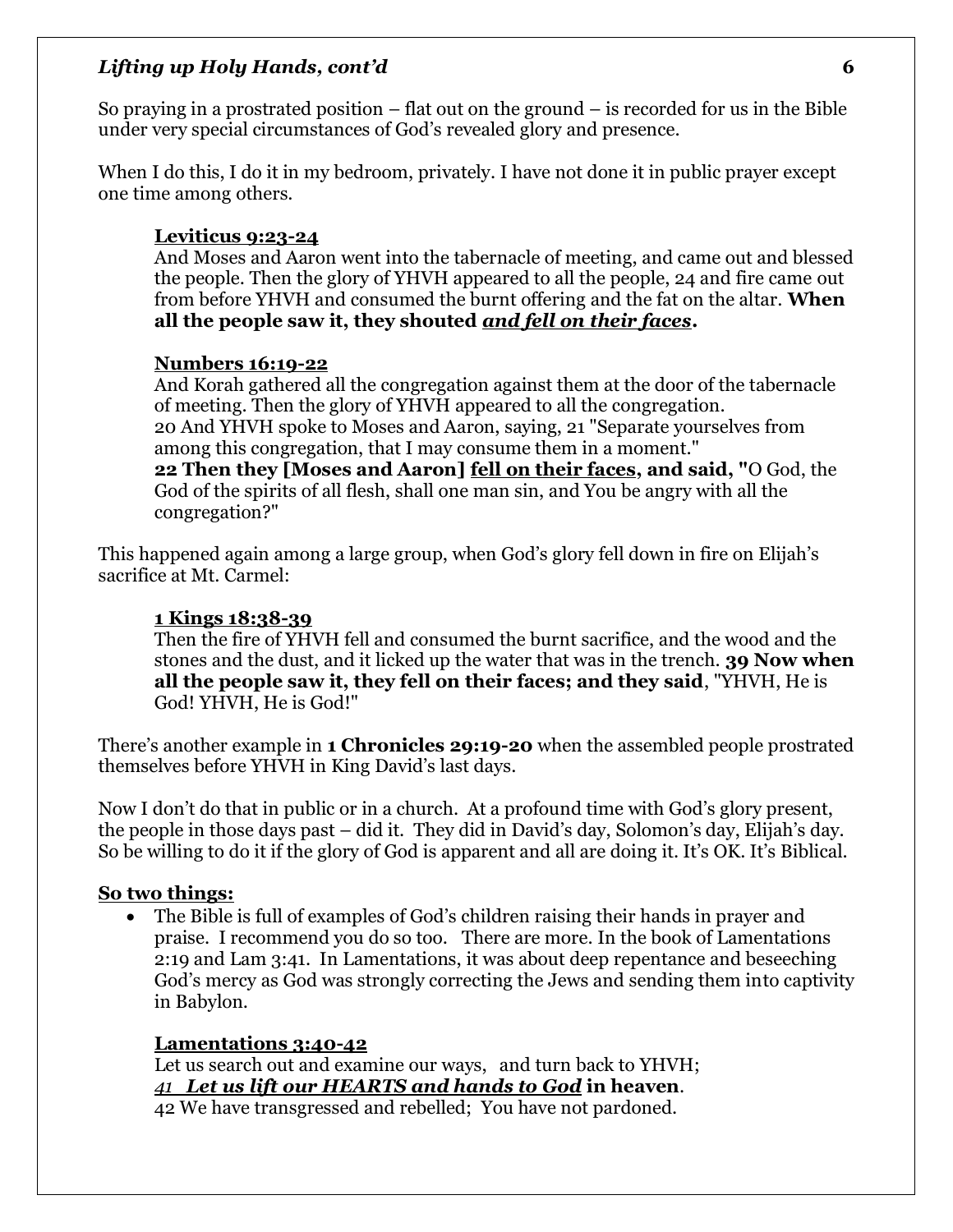So praying in a prostrated position – flat out on the ground – is recorded for us in the Bible under very special circumstances of God's revealed glory and presence.

When I do this, I do it in my bedroom, privately. I have not done it in public prayer except one time among others.

> **<u>Leviticus 9:23-24</u>**
> And Moses and Aaron went into the tabernacle of meeting, and came out and blessed the people. Then the glory of YHVH appeared to all the people, 24 and fire came out from before YHVH and consumed the burnt offering and the fat on the altar. **When all the people saw it, they shouted *<u>and fell on their faces</u>*.**

> **<u>Numbers 16:19-22</u>**
> And Korah gathered all the congregation against them at the door of the tabernacle of meeting. Then the glory of YHVH appeared to all the congregation.
> 20 And YHVH spoke to Moses and Aaron, saying, 21 "Separate yourselves from among this congregation, that I may consume them in a moment."
> **22 Then they [Moses and Aaron] <u>fell on their faces</u>, and said, "**O God, the God of the spirits of all flesh, shall one man sin, and You be angry with all the congregation?"

This happened again among a large group, when God's glory fell down in fire on Elijah's sacrifice at Mt. Carmel:

> **<u>1 Kings 18:38-39</u>**
> Then the fire of YHVH fell and consumed the burnt sacrifice, and the wood and the stones and the dust, and it licked up the water that was in the trench. **39 Now when all the people saw it, they fell on their faces; and they said**, "YHVH, He is God! YHVH, He is God!"

There's another example in **1 Chronicles 29:19-20** when the assembled people prostrated themselves before YHVH in King David's last days.

Now I don't do that in public or in a church. At a profound time with God's glory present, the people in those days past – did it. They did in David's day, Solomon's day, Elijah's day. So be willing to do it if the glory of God is apparent and all are doing it. It's OK. It's Biblical.

**<u>So two things:</u>**

- The Bible is full of examples of God's children raising their hands in prayer and praise. I recommend you do so too. There are more. In the book of Lamentations 2:19 and Lam 3:41. In Lamentations, it was about deep repentance and beseeching God's mercy as God was strongly correcting the Jews and sending them into captivity in Babylon.

> **<u>Lamentations 3:40-42</u>**
> Let us search out and examine our ways, and turn back to YHVH;
> *41* ***<u>Let us lift our HEARTS and hands to God</u>*** **in heaven**.
> 42 We have transgressed and rebelled; You have not pardoned.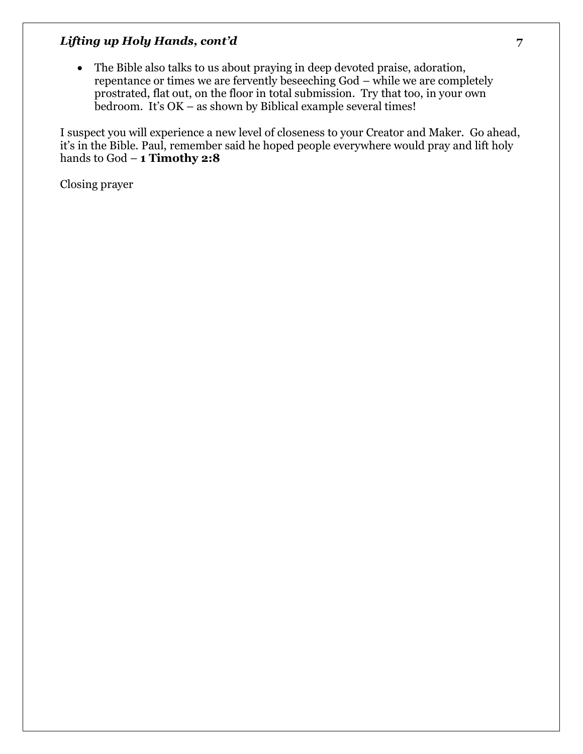- The Bible also talks to us about praying in deep devoted praise, adoration, repentance or times we are fervently beseeching God – while we are completely prostrated, flat out, on the floor in total submission. Try that too, in your own bedroom. It's OK – as shown by Biblical example several times!

I suspect you will experience a new level of closeness to your Creator and Maker. Go ahead, it's in the Bible. Paul, remember said he hoped people everywhere would pray and lift holy hands to God – **1 Timothy 2:8**

Closing prayer